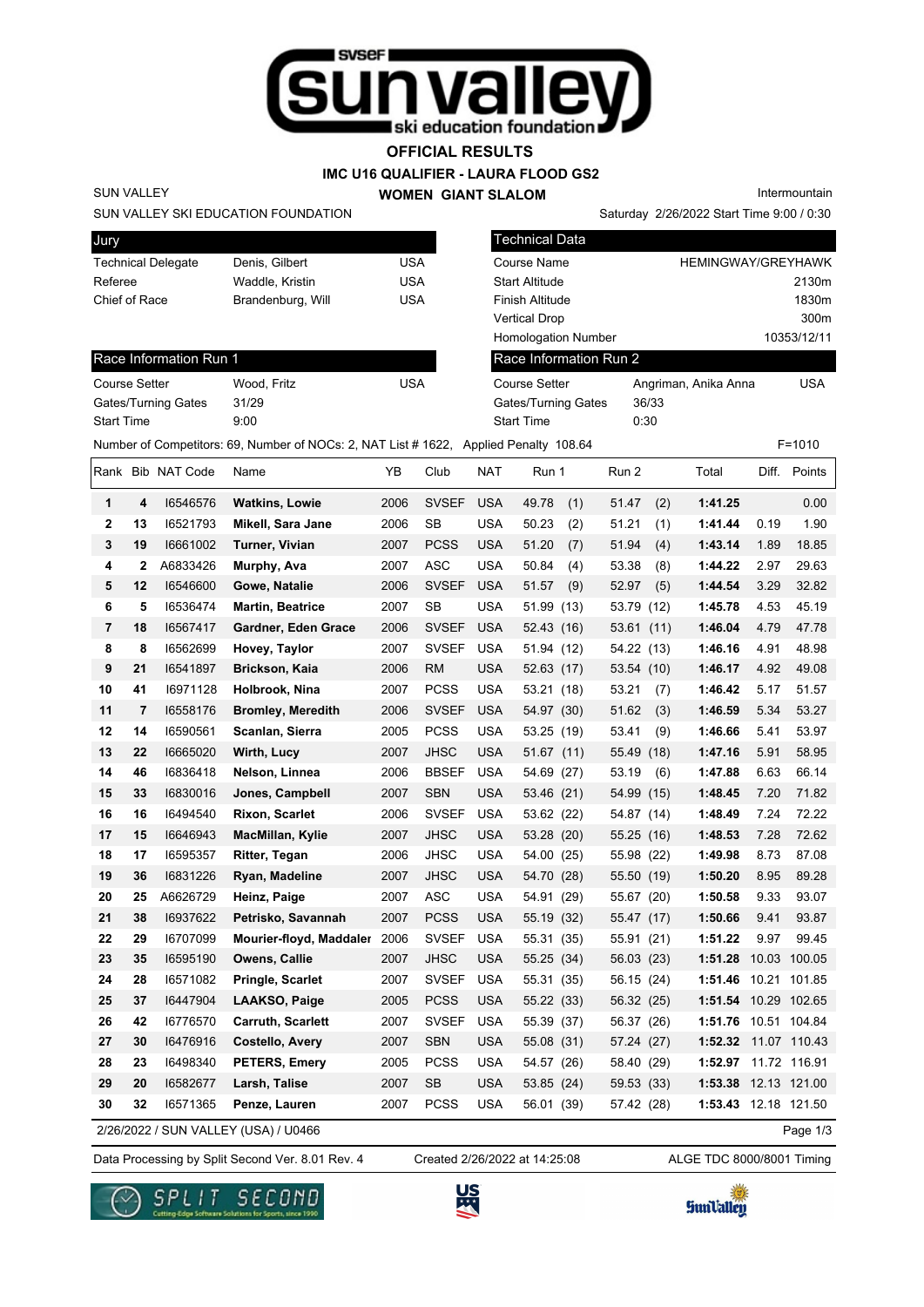# OFFICIAL RESULTS

## IMC U16 QUALIFIER - LAURA FLOOD GS2

### WOMEN GIANT SLALOM

SUN VALLEY

SUN VALLEY SKI EDUCATION FOUNDATION

Intermountain

Saturday 2/26/2022 Start Time 9:00 / 0:30

| Jury | | |
|---|---|---|
| Technical Delegate | Denis, Gilbert | USA |
| Referee | Waddle, Kristin | USA |
| Chief of Race | Brandenburg, Will | USA |

| Technical Data | |
|---|---|
| Course Name | HEMINGWAY/GREYHAWK |
| Start Altitude | 2130m |
| Finish Altitude | 1830m |
| Vertical Drop | 300m |
| Homologation Number | 10353/12/11 |

| Race Information Run 1 | | |
|---|---|---|
| Course Setter | Wood, Fritz | USA |
| Gates/Turning Gates | 31/29 | |
| Start Time | 9:00 | |

| Race Information Run 2 | | |
|---|---|---|
| Course Setter | Angriman, Anika Anna | USA |
| Gates/Turning Gates | 36/33 | |
| Start Time | 0:30 | |

Number of Competitors: 69, Number of NOCs: 2, NAT List # 1622, Applied Penalty 108.64 F=1010

| Rank | Bib | NAT Code | Name | YB | Club | NAT | Run 1 | Run 2 | Total | Diff. | Points |
|---|---|---|---|---|---|---|---|---|---|---|---|
| 1 | 4 | I6546576 | **Watkins, Lowie** | 2006 | SVSEF | USA | 49.78 (1) | 51.47 (2) | **1:41.25** | | 0.00 |
| 2 | 13 | I6521793 | **Mikell, Sara Jane** | 2006 | SB | USA | 50.23 (2) | 51.21 (1) | **1:41.44** | 0.19 | 1.90 |
| 3 | 19 | I6661002 | **Turner, Vivian** | 2007 | PCSS | USA | 51.20 (7) | 51.94 (4) | **1:43.14** | 1.89 | 18.85 |
| 4 | 2 | A6833426 | **Murphy, Ava** | 2007 | ASC | USA | 50.84 (4) | 53.38 (8) | **1:44.22** | 2.97 | 29.63 |
| 5 | 12 | I6546600 | **Gowe, Natalie** | 2006 | SVSEF | USA | 51.57 (9) | 52.97 (5) | **1:44.54** | 3.29 | 32.82 |
| 6 | 5 | I6536474 | **Martin, Beatrice** | 2007 | SB | USA | 51.99 (13) | 53.79 (12) | **1:45.78** | 4.53 | 45.19 |
| 7 | 18 | I6567417 | **Gardner, Eden Grace** | 2006 | SVSEF | USA | 52.43 (16) | 53.61 (11) | **1:46.04** | 4.79 | 47.78 |
| 8 | 8 | I6562699 | **Hovey, Taylor** | 2007 | SVSEF | USA | 51.94 (12) | 54.22 (13) | **1:46.16** | 4.91 | 48.98 |
| 9 | 21 | I6541897 | **Brickson, Kaia** | 2006 | RM | USA | 52.63 (17) | 53.54 (10) | **1:46.17** | 4.92 | 49.08 |
| 10 | 41 | I6971128 | **Holbrook, Nina** | 2007 | PCSS | USA | 53.21 (18) | 53.21 (7) | **1:46.42** | 5.17 | 51.57 |
| 11 | 7 | I6558176 | **Bromley, Meredith** | 2006 | SVSEF | USA | 54.97 (30) | 51.62 (3) | **1:46.59** | 5.34 | 53.27 |
| 12 | 14 | I6590561 | **Scanlan, Sierra** | 2005 | PCSS | USA | 53.25 (19) | 53.41 (9) | **1:46.66** | 5.41 | 53.97 |
| 13 | 22 | I6665020 | **Wirth, Lucy** | 2007 | JHSC | USA | 51.67 (11) | 55.49 (18) | **1:47.16** | 5.91 | 58.95 |
| 14 | 46 | I6836418 | **Nelson, Linnea** | 2006 | BBSEF | USA | 54.69 (27) | 53.19 (6) | **1:47.88** | 6.63 | 66.14 |
| 15 | 33 | I6830016 | **Jones, Campbell** | 2007 | SBN | USA | 53.46 (21) | 54.99 (15) | **1:48.45** | 7.20 | 71.82 |
| 16 | 16 | I6494540 | **Rixon, Scarlet** | 2006 | SVSEF | USA | 53.62 (22) | 54.87 (14) | **1:48.49** | 7.24 | 72.22 |
| 17 | 15 | I6646943 | **MacMillan, Kylie** | 2007 | JHSC | USA | 53.28 (20) | 55.25 (16) | **1:48.53** | 7.28 | 72.62 |
| 18 | 17 | I6595357 | **Ritter, Tegan** | 2006 | JHSC | USA | 54.00 (25) | 55.98 (22) | **1:49.98** | 8.73 | 87.08 |
| 19 | 36 | I6831226 | **Ryan, Madeline** | 2007 | JHSC | USA | 54.70 (28) | 55.50 (19) | **1:50.20** | 8.95 | 89.28 |
| 20 | 25 | A6626729 | **Heinz, Paige** | 2007 | ASC | USA | 54.91 (29) | 55.67 (20) | **1:50.58** | 9.33 | 93.07 |
| 21 | 38 | I6937622 | **Petrisko, Savannah** | 2007 | PCSS | USA | 55.19 (32) | 55.47 (17) | **1:50.66** | 9.41 | 93.87 |
| 22 | 29 | I6707099 | **Mourier-floyd, Maddaler** | 2006 | SVSEF | USA | 55.31 (35) | 55.91 (21) | **1:51.22** | 9.97 | 99.45 |
| 23 | 35 | I6595190 | **Owens, Callie** | 2007 | JHSC | USA | 55.25 (34) | 56.03 (23) | **1:51.28** | 10.03 | 100.05 |
| 24 | 28 | I6571082 | **Pringle, Scarlet** | 2007 | SVSEF | USA | 55.31 (35) | 56.15 (24) | **1:51.46** | 10.21 | 101.85 |
| 25 | 37 | I6447904 | **LAAKSO, Paige** | 2005 | PCSS | USA | 55.22 (33) | 56.32 (25) | **1:51.54** | 10.29 | 102.65 |
| 26 | 42 | I6776570 | **Carruth, Scarlett** | 2007 | SVSEF | USA | 55.39 (37) | 56.37 (26) | **1:51.76** | 10.51 | 104.84 |
| 27 | 30 | I6476916 | **Costello, Avery** | 2007 | SBN | USA | 55.08 (31) | 57.24 (27) | **1:52.32** | 11.07 | 110.43 |
| 28 | 23 | I6498340 | **PETERS, Emery** | 2005 | PCSS | USA | 54.57 (26) | 58.40 (29) | **1:52.97** | 11.72 | 116.91 |
| 29 | 20 | I6582677 | **Larsh, Talise** | 2007 | SB | USA | 53.85 (24) | 59.53 (33) | **1:53.38** | 12.13 | 121.00 |
| 30 | 32 | I6571365 | **Penze, Lauren** | 2007 | PCSS | USA | 56.01 (39) | 57.42 (28) | **1:53.43** | 12.18 | 121.50 |

2/26/2022 / SUN VALLEY (USA) / U0466

Data Processing by Split Second Ver. 8.01 Rev. 4 Created 2/26/2022 at 14:25:08 ALGE TDC 8000/8001 Timing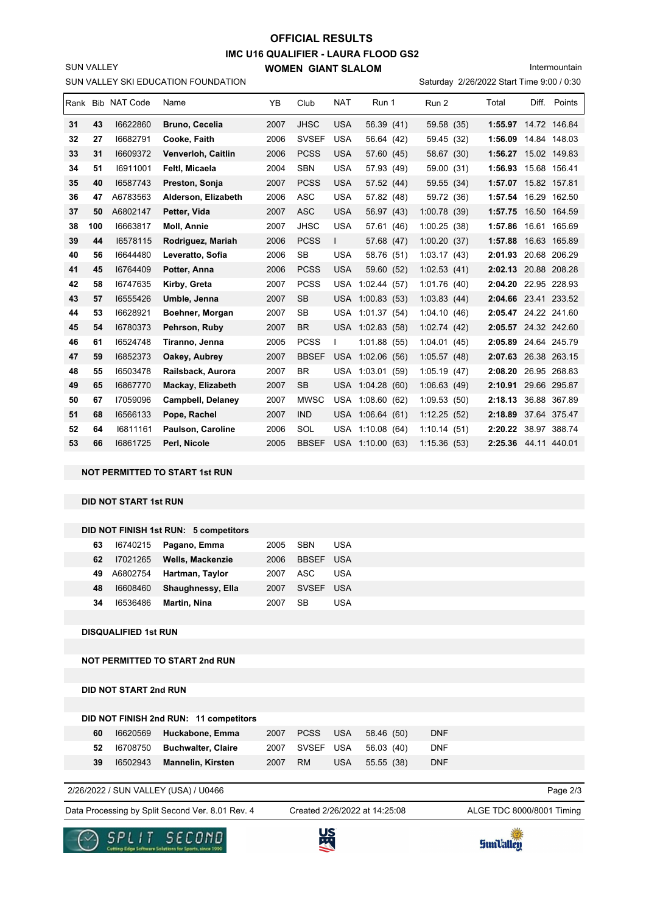# OFFICIAL RESULTS

## IMC U16 QUALIFIER - LAURA FLOOD GS2

### WOMEN GIANT SLALOM

SUN VALLEY — Intermountain

SUN VALLEY SKI EDUCATION FOUNDATION — Saturday 2/26/2022 Start Time 9:00 / 0:30

| Rank | Bib | NAT Code | Name | YB | Club | NAT | Run 1 | Run 2 | Total | Diff. | Points |
|---|---|---|---|---|---|---|---|---|---|---|---|
| 31 | 43 | I6622860 | **Bruno, Cecelia** | 2007 | JHSC | USA | 56.39 (41) | 59.58 (35) | **1:55.97** | 14.72 | 146.84 |
| 32 | 27 | I6682791 | **Cooke, Faith** | 2006 | SVSEF | USA | 56.64 (42) | 59.45 (32) | **1:56.09** | 14.84 | 148.03 |
| 33 | 31 | I6609372 | **Venverloh, Caitlin** | 2006 | PCSS | USA | 57.60 (45) | 58.67 (30) | **1:56.27** | 15.02 | 149.83 |
| 34 | 51 | I6911001 | **Feltl, Micaela** | 2004 | SBN | USA | 57.93 (49) | 59.00 (31) | **1:56.93** | 15.68 | 156.41 |
| 35 | 40 | I6587743 | **Preston, Sonja** | 2007 | PCSS | USA | 57.52 (44) | 59.55 (34) | **1:57.07** | 15.82 | 157.81 |
| 36 | 47 | A6783563 | **Alderson, Elizabeth** | 2006 | ASC | USA | 57.82 (48) | 59.72 (36) | **1:57.54** | 16.29 | 162.50 |
| 37 | 50 | A6802147 | **Petter, Vida** | 2007 | ASC | USA | 56.97 (43) | 1:00.78 (39) | **1:57.75** | 16.50 | 164.59 |
| 38 | 100 | I6663817 | **Moll, Annie** | 2007 | JHSC | USA | 57.61 (46) | 1:00.25 (38) | **1:57.86** | 16.61 | 165.69 |
| 39 | 44 | I6578115 | **Rodriguez, Mariah** | 2006 | PCSS | I | 57.68 (47) | 1:00.20 (37) | **1:57.88** | 16.63 | 165.89 |
| 40 | 56 | I6644480 | **Leveratto, Sofia** | 2006 | SB | USA | 58.76 (51) | 1:03.17 (43) | **2:01.93** | 20.68 | 206.29 |
| 41 | 45 | I6764409 | **Potter, Anna** | 2006 | PCSS | USA | 59.60 (52) | 1:02.53 (41) | **2:02.13** | 20.88 | 208.28 |
| 42 | 58 | I6747635 | **Kirby, Greta** | 2007 | PCSS | USA | 1:02.44 (57) | 1:01.76 (40) | **2:04.20** | 22.95 | 228.93 |
| 43 | 57 | I6555426 | **Umble, Jenna** | 2007 | SB | USA | 1:00.83 (53) | 1:03.83 (44) | **2:04.66** | 23.41 | 233.52 |
| 44 | 53 | I6628921 | **Boehner, Morgan** | 2007 | SB | USA | 1:01.37 (54) | 1:04.10 (46) | **2:05.47** | 24.22 | 241.60 |
| 45 | 54 | I6780373 | **Pehrson, Ruby** | 2007 | BR | USA | 1:02.83 (58) | 1:02.74 (42) | **2:05.57** | 24.32 | 242.60 |
| 46 | 61 | I6524748 | **Tiranno, Jenna** | 2005 | PCSS | I | 1:01.88 (55) | 1:04.01 (45) | **2:05.89** | 24.64 | 245.79 |
| 47 | 59 | I6852373 | **Oakey, Aubrey** | 2007 | BBSEF | USA | 1:02.06 (56) | 1:05.57 (48) | **2:07.63** | 26.38 | 263.15 |
| 48 | 55 | I6503478 | **Railsback, Aurora** | 2007 | BR | USA | 1:03.01 (59) | 1:05.19 (47) | **2:08.20** | 26.95 | 268.83 |
| 49 | 65 | I6867770 | **Mackay, Elizabeth** | 2007 | SB | USA | 1:04.28 (60) | 1:06.63 (49) | **2:10.91** | 29.66 | 295.87 |
| 50 | 67 | I7059096 | **Campbell, Delaney** | 2007 | MWSC | USA | 1:08.60 (62) | 1:09.53 (50) | **2:18.13** | 36.88 | 367.89 |
| 51 | 68 | I6566133 | **Pope, Rachel** | 2007 | IND | USA | 1:06.64 (61) | 1:12.25 (52) | **2:18.89** | 37.64 | 375.47 |
| 52 | 64 | I6811161 | **Paulson, Caroline** | 2006 | SOL | USA | 1:10.08 (64) | 1:10.14 (51) | **2:20.22** | 38.97 | 388.74 |
| 53 | 66 | I6861725 | **Perl, Nicole** | 2005 | BBSEF | USA | 1:10.00 (63) | 1:15.36 (53) | **2:25.36** | 44.11 | 440.01 |

**NOT PERMITTED TO START 1st RUN**

**DID NOT START 1st RUN**

**DID NOT FINISH 1st RUN: 5 competitors**

| Bib | NAT Code | Name | YB | Club | NAT |
|---|---|---|---|---|---|
| 63 | I6740215 | **Pagano, Emma** | 2005 | SBN | USA |
| 62 | I7021265 | **Wells, Mackenzie** | 2006 | BBSEF | USA |
| 49 | A6802754 | **Hartman, Taylor** | 2007 | ASC | USA |
| 48 | I6608460 | **Shaughnessy, Ella** | 2007 | SVSEF | USA |
| 34 | I6536486 | **Martin, Nina** | 2007 | SB | USA |

**DISQUALIFIED 1st RUN**

**NOT PERMITTED TO START 2nd RUN**

**DID NOT START 2nd RUN**

**DID NOT FINISH 2nd RUN: 11 competitors**

| Bib | NAT Code | Name | YB | Club | NAT | Run 1 | Run 2 |
|---|---|---|---|---|---|---|---|
| 60 | I6620569 | **Huckabone, Emma** | 2007 | PCSS | USA | 58.46 (50) | DNF |
| 52 | I6708750 | **Buchwalter, Claire** | 2007 | SVSEF | USA | 56.03 (40) | DNF |
| 39 | I6502943 | **Mannelin, Kirsten** | 2007 | RM | USA | 55.55 (38) | DNF |

2/26/2022 / SUN VALLEY (USA) / U0466

Data Processing by Split Second Ver. 8.01 Rev. 4 — Created 2/26/2022 at 14:25:08 — ALGE TDC 8000/8001 Timing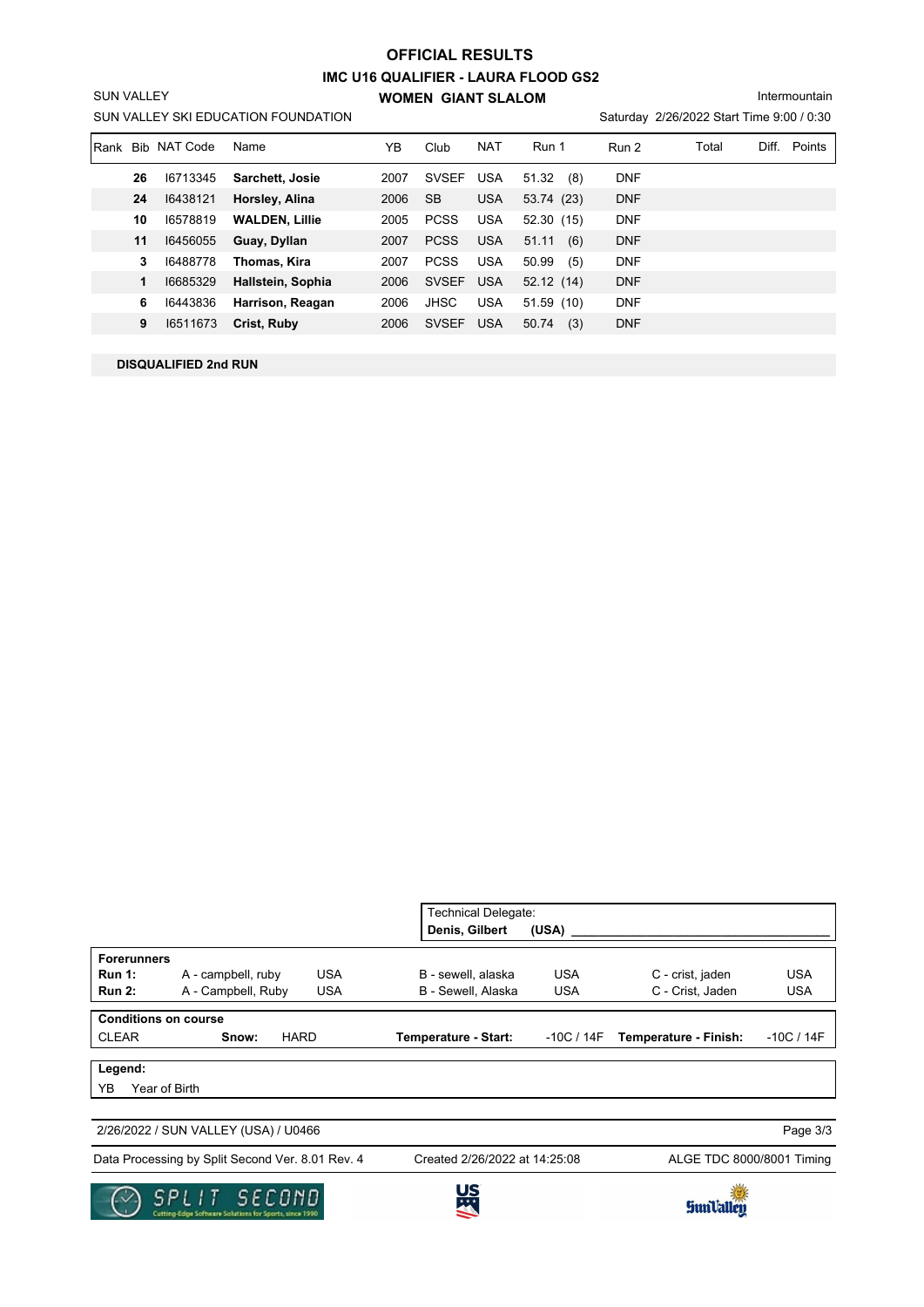# OFFICIAL RESULTS

## IMC U16 QUALIFIER - LAURA FLOOD GS2

### WOMEN GIANT SLALOM

SUN VALLEY

SUN VALLEY SKI EDUCATION FOUNDATION

Intermountain

Saturday 2/26/2022 Start Time 9:00 / 0:30

| Rank | Bib | NAT Code | Name | YB | Club | NAT | Run 1 | Run 2 | Total | Diff. | Points |
|---|---|---|---|---|---|---|---|---|---|---|---|
| | 26 | I6713345 | **Sarchett, Josie** | 2007 | SVSEF | USA | 51.32 (8) | DNF | | | |
| | 24 | I6438121 | **Horsley, Alina** | 2006 | SB | USA | 53.74 (23) | DNF | | | |
| | 10 | I6578819 | **WALDEN, Lillie** | 2005 | PCSS | USA | 52.30 (15) | DNF | | | |
| | 11 | I6456055 | **Guay, Dyllan** | 2007 | PCSS | USA | 51.11 (6) | DNF | | | |
| | 3 | I6488778 | **Thomas, Kira** | 2007 | PCSS | USA | 50.99 (5) | DNF | | | |
| | 1 | I6685329 | **Hallstein, Sophia** | 2006 | SVSEF | USA | 52.12 (14) | DNF | | | |
| | 6 | I6443836 | **Harrison, Reagan** | 2006 | JHSC | USA | 51.59 (10) | DNF | | | |
| | 9 | I6511673 | **Crist, Ruby** | 2006 | SVSEF | USA | 50.74 (3) | DNF | | | |

**DISQUALIFIED 2nd RUN**

Technical Delegate:
**Denis, Gilbert** **(USA)**

| **Forerunners** | | | | | | |
|---|---|---|---|---|---|---|
| **Run 1:** | A - campbell, ruby | USA | B - sewell, alaska | USA | C - crist, jaden | USA |
| **Run 2:** | A - Campbell, Ruby | USA | B - Sewell, Alaska | USA | C - Crist, Jaden | USA |

**Conditions on course**

CLEAR **Snow:** HARD **Temperature - Start:** -10C / 14F **Temperature - Finish:** -10C / 14F

**Legend:**

YB Year of Birth

2/26/2022 / SUN VALLEY (USA) / U0466

Data Processing by Split Second Ver. 8.01 Rev. 4 Created 2/26/2022 at 14:25:08 ALGE TDC 8000/8001 Timing